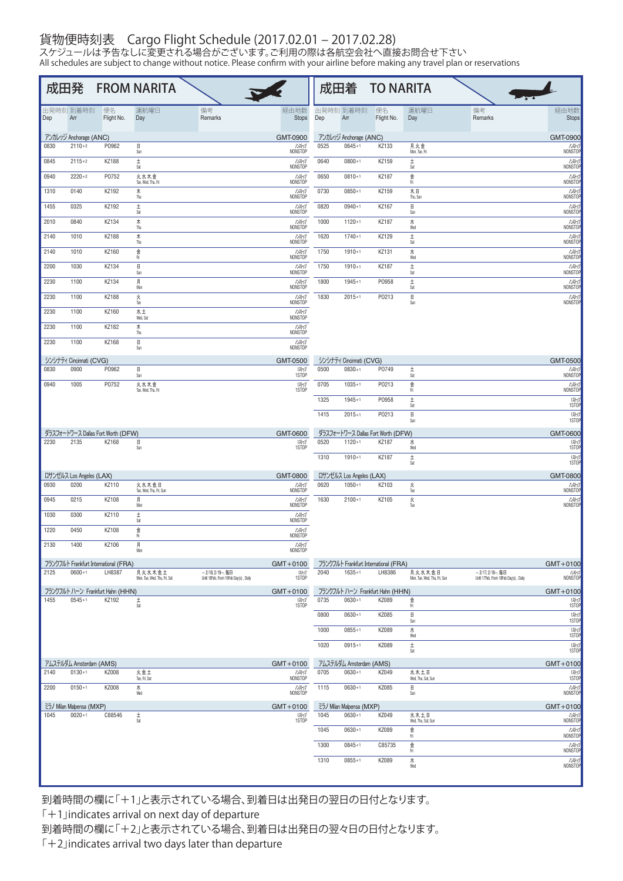# 貨物便時刻表　Cargo Flight Schedule (2017.02.01 – 2017.02.28)

スケジュールは予告なしに変更される場合がございます。ご利用の際は各航空会社へ直接お問合せ下さい
All schedules are subject to change without notice. Please confirm with your airline before making any travel plan or reservations

## 成田発　FROM NARITA

| 出発時刻 Dep | 到着時刻 Arr | 便名 Flight No. | 運航曜日 Day | 備考 Remarks | 経由地数 Stops |
|---|---|---|---|---|---|
| **アンカレッジ Anchorage (ANC)** | | | | | **GMT-0900** |
| 0830 | 2110+2 | PO962 | 日 Sun | | ノンストップ NONSTOP |
| 0845 | 2115+2 | KZ188 | 土 Sat | | ノンストップ NONSTOP |
| 0940 | 2220+2 | PO752 | 火水木金 Tue, Wed, Thu, Fri | | ノンストップ NONSTOP |
| 1310 | 0140 | KZ192 | 木 Thu | | ノンストップ NONSTOP |
| 1455 | 0325 | KZ192 | 土 Sat | | ノンストップ NONSTOP |
| 2010 | 0840 | KZ134 | 木 Thu | | ノンストップ NONSTOP |
| 2140 | 1010 | KZ188 | 木 Thu | | ノンストップ NONSTOP |
| 2140 | 1010 | KZ160 | 金 Fri | | ノンストップ NONSTOP |
| 2200 | 1030 | KZ134 | 日 Sun | | ノンストップ NONSTOP |
| 2230 | 1100 | KZ134 | 月 Mon | | ノンストップ NONSTOP |
| 2230 | 1100 | KZ188 | 火 Tue | | ノンストップ NONSTOP |
| 2230 | 1100 | KZ160 | 水土 Wed, Sat | | ノンストップ NONSTOP |
| 2230 | 1100 | KZ182 | 木 Thu | | ノンストップ NONSTOP |
| 2230 | 1100 | KZ168 | 日 Sun | | ノンストップ NONSTOP |
| **シンシナティ Cincinnati (CVG)** | | | | | **GMT-0500** |
| 0830 | 0900 | PO962 | 日 Sun | | 1ストップ 1STOP |
| 0940 | 1005 | PO752 | 火水木金 Tue, Wed, Thu, Fri | | 1ストップ 1STOP |
| **ダラスフォートワース Dallas Fort Worth (DFW)** | | | | | **GMT-0600** |
| 2230 | 2135 | KZ168 | 日 Sun | | 1ストップ 1STOP |
| **ロサンゼルス Los Angeles (LAX)** | | | | | **GMT-0800** |
| 0930 | 0200 | KZ110 | 火水木金日 Tue, Wed, Thu, Fri, Sun | | ノンストップ NONSTOP |
| 0945 | 0215 | KZ108 | 月 Mon | | ノンストップ NONSTOP |
| 1030 | 0300 | KZ110 | 土 Sat | | ノンストップ NONSTOP |
| 1220 | 0450 | KZ108 | 金 Fri | | ノンストップ NONSTOP |
| 2130 | 1400 | KZ106 | 月 Mon | | ノンストップ NONSTOP |
| **フランクフルト Frankfurt International (FRA)** | | | | | **GMT+0100** |
| 2125 | 0600+1 | LH8387 | 月火水木金土 Mon, Tue, Wed, Thu, Fri, Sat | ～2/18, 2/19～ 毎日 Until 18Feb, From 19Feb Day(s) , Daily | 1ストップ 1STOP |
| **フランクフルト ハーン Frankfurt Hahn (HHN)** | | | | | **GMT+0100** |
| 1455 | 0545+1 | KZ192 | 土 Sat | | 1ストップ 1STOP |
| **アムステルダム Amsterdam (AMS)** | | | | | **GMT+0100** |
| 2140 | 0130+1 | KZ008 | 火金土 Tue, Fri, Sat | | ノンストップ NONSTOP |
| 2200 | 0150+1 | KZ008 | 水 Wed | | ノンストップ NONSTOP |
| **ミラノ Milan Malpensa (MXP)** | | | | | **GMT+0100** |
| 1045 | 0020+1 | C88546 | 土 Sat | | 1ストップ 1STOP |

## 成田着　TO NARITA

| 出発時刻 Dep | 到着時刻 Arr | 便名 Flight No. | 運航曜日 Day | 備考 Remarks | 経由地数 Stops |
|---|---|---|---|---|---|
| **アンカレッジ Anchorage (ANC)** | | | | | **GMT-0900** |
| 0525 | 0645+1 | KZ133 | 月火金 Mon, Tue, Fri | | ノンストップ NONSTOP |
| 0640 | 0800+1 | KZ159 | 土 Sat | | ノンストップ NONSTOP |
| 0650 | 0810+1 | KZ187 | 金 Fri | | ノンストップ NONSTOP |
| 0730 | 0850+1 | KZ159 | 木日 Thu, Sun | | ノンストップ NONSTOP |
| 0820 | 0940+1 | KZ167 | 日 Sun | | ノンストップ NONSTOP |
| 1000 | 1120+1 | KZ187 | 水 Wed | | ノンストップ NONSTOP |
| 1620 | 1740+1 | KZ129 | 土 Sat | | ノンストップ NONSTOP |
| 1750 | 1910+1 | KZ131 | 水 Wed | | ノンストップ NONSTOP |
| 1750 | 1910+1 | KZ187 | 土 Sat | | ノンストップ NONSTOP |
| 1800 | 1945+1 | PO958 | 土 Sat | | ノンストップ NONSTOP |
| 1830 | 2015+1 | PO213 | 日 Sun | | ノンストップ NONSTOP |
| **シンシナティ Cincinnati (CVG)** | | | | | **GMT-0500** |
| 0500 | 0830+1 | PO749 | 土 Sat | | ノンストップ NONSTOP |
| 0705 | 1035+1 | PO213 | 金 Fri | | ノンストップ NONSTOP |
| 1325 | 1945+1 | PO958 | 土 Sat | | 1ストップ 1STOP |
| 1415 | 2015+1 | PO213 | 日 Sun | | 1ストップ 1STOP |
| **ダラスフォートワース Dallas Fort Worth (DFW)** | | | | | **GMT-0600** |
| 0520 | 1120+1 | KZ187 | 水 Wed | | 1ストップ 1STOP |
| 1310 | 1910+1 | KZ187 | 土 Sat | | 1ストップ 1STOP |
| **ロサンゼルス Los Angeles (LAX)** | | | | | **GMT-0800** |
| 0620 | 1050+1 | KZ103 | 火 Tue | | ノンストップ NONSTOP |
| 1630 | 2100+1 | KZ105 | 火 Tue | | ノンストップ NONSTOP |
| **フランクフルト Frankfurt International (FRA)** | | | | | **GMT+0100** |
| 2040 | 1635+1 | LH8386 | 月火水木金日 Mon, Tue, Wed, Thu, Fri, Sun | ～2/17, 2/18～ 毎日 Until 17Feb, From 18Feb Day(s) , Daily | ノンストップ NONSTOP |
| **フランクフルト ハーン Frankfurt Hahn (HHN)** | | | | | **GMT+0100** |
| 0735 | 0630+1 | KZ089 | 金 Fri | | 1ストップ 1STOP |
| 0800 | 0630+1 | KZ085 | 日 Sun | | 1ストップ 1STOP |
| 1000 | 0855+1 | KZ089 | 水 Wed | | 1ストップ 1STOP |
| 1020 | 0915+1 | KZ089 | 土 Sat | | 1ストップ 1STOP |
| **アムステルダム Amsterdam (AMS)** | | | | | **GMT+0100** |
| 0705 | 0630+1 | KZ049 | 水木土日 Wed, Thu, Sat, Sun | | 1ストップ 1STOP |
| 1115 | 0630+1 | KZ085 | 日 Sun | | ノンストップ NONSTOP |
| **ミラノ Milan Malpensa (MXP)** | | | | | **GMT+0100** |
| 1045 | 0630+1 | KZ049 | 水木土日 Wed, Thu, Sat, Sun | | ノンストップ NONSTOP |
| 1045 | 0630+1 | KZ089 | 金 Fri | | ノンストップ NONSTOP |
| 1300 | 0845+1 | C85735 | 金 Fri | | ノンストップ NONSTOP |
| 1310 | 0855+1 | KZ089 | 水 Wed | | ノンストップ NONSTOP |

到着時間の欄に「＋1」と表示されている場合、到着日は出発日の翌日の日付となります。
「＋1」indicates arrival on next day of departure
到着時間の欄に「＋2」と表示されている場合、到着日は出発日の翌々日の日付となります。
「＋2」indicates arrival two days later than departure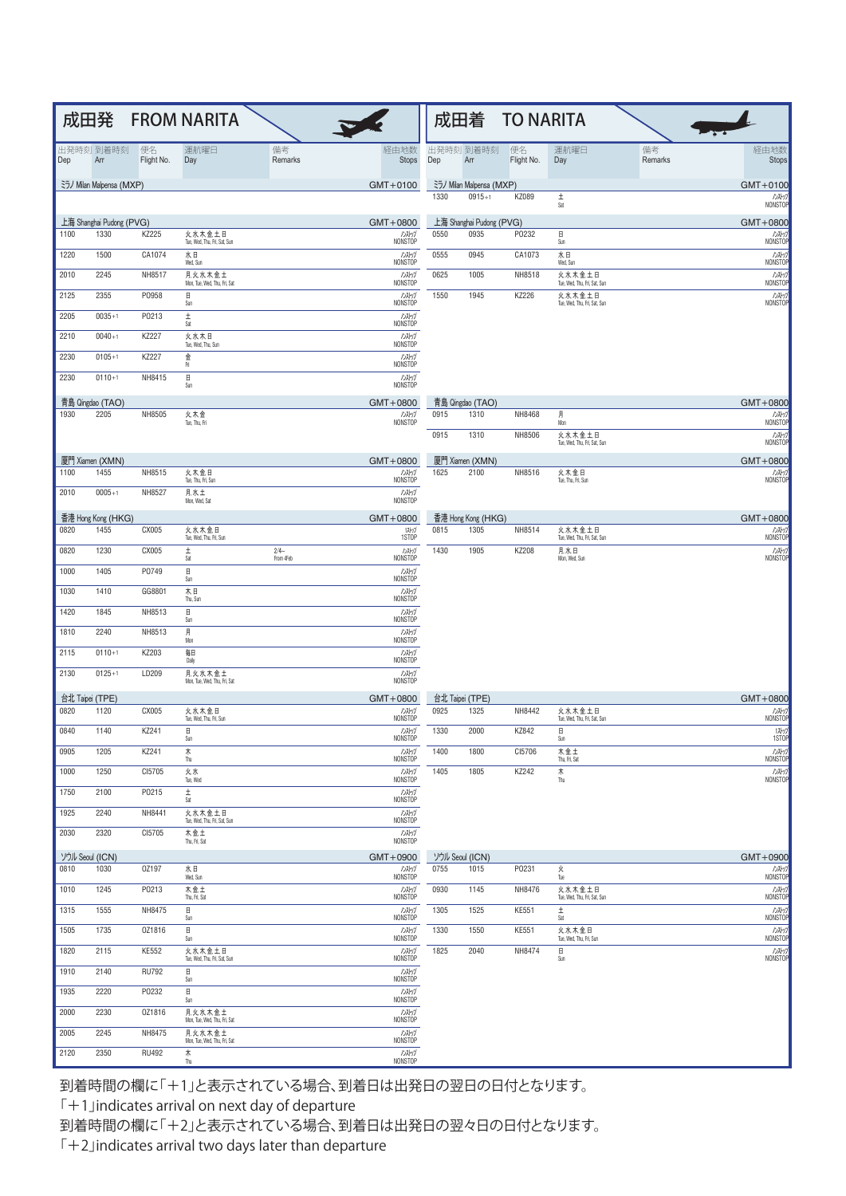## 成田発　FROM NARITA

| 出発時刻 Dep | 到着時刻 Arr | 便名 Flight No. | 運航曜日 Day | 備考 Remarks | 経由地数 Stops |
|---|---|---|---|---|---|
| **ミラノ Milan Malpensa (MXP)** | | | | | GMT+0100 |
| **上海 Shanghai Pudong (PVG)** | | | | | GMT+0800 |
| 1100 | 1330 | KZ225 | 火水木金土日 Tue, Wed, Thu, Fri, Sat, Sun | | ノンストップ NONSTOP |
| 1220 | 1500 | CA1074 | 水日 Wed, Sun | | ノンストップ NONSTOP |
| 2010 | 2245 | NH8517 | 月火水木金土 Mon, Tue, Wed, Thu, Fri, Sat | | ノンストップ NONSTOP |
| 2125 | 2355 | PO958 | 日 Sun | | ノンストップ NONSTOP |
| 2205 | 0035+1 | PO213 | 土 Sat | | ノンストップ NONSTOP |
| 2210 | 0040+1 | KZ227 | 火水木日 Tue, Wed, Thu, Sun | | ノンストップ NONSTOP |
| 2230 | 0105+1 | KZ227 | 金 Fri | | ノンストップ NONSTOP |
| 2230 | 0110+1 | NH8415 | 日 Sun | | ノンストップ NONSTOP |
| **青島 Qingdao (TAO)** | | | | | GMT+0800 |
| 1930 | 2205 | NH8505 | 火木金 Tue, Thu, Fri | | ノンストップ NONSTOP |
| **厦門 Xiamen (XMN)** | | | | | GMT+0800 |
| 1100 | 1455 | NH8515 | 火木金日 Tue, Thu, Fri, Sun | | ノンストップ NONSTOP |
| 2010 | 0005+1 | NH8527 | 月水土 Mon, Wed, Sat | | ノンストップ NONSTOP |
| **香港 Hong Kong (HKG)** | | | | | GMT+0800 |
| 0820 | 1455 | CX005 | 火水木金日 Tue, Wed, Thu, Fri, Sun | | 1ストップ 1STOP |
| 0820 | 1230 | CX005 | 土 Sat | 2/4– From 4Feb | ノンストップ NONSTOP |
| 1000 | 1405 | PO749 | 日 Sun | | ノンストップ NONSTOP |
| 1030 | 1410 | GG8801 | 木日 Thu, Sun | | ノンストップ NONSTOP |
| 1420 | 1845 | NH8513 | 日 Sun | | ノンストップ NONSTOP |
| 1810 | 2240 | NH8513 | 月 Mon | | ノンストップ NONSTOP |
| 2115 | 0110+1 | KZ203 | 毎日 Daily | | ノンストップ NONSTOP |
| 2130 | 0125+1 | LD209 | 月火水木金土 Mon, Tue, Wed, Thu, Fri, Sat | | ノンストップ NONSTOP |
| **台北 Taipei (TPE)** | | | | | GMT+0800 |
| 0820 | 1120 | CX005 | 火水木金日 Tue, Wed, Thu, Fri, Sun | | ノンストップ NONSTOP |
| 0840 | 1140 | KZ241 | 日 Sun | | ノンストップ NONSTOP |
| 0905 | 1205 | KZ241 | 木 Thu | | ノンストップ NONSTOP |
| 1000 | 1250 | CI5705 | 火水 Tue, Wed | | ノンストップ NONSTOP |
| 1750 | 2100 | PO215 | 土 Sat | | ノンストップ NONSTOP |
| 1925 | 2240 | NH8441 | 火水木金土日 Tue, Wed, Thu, Fri, Sat, Sun | | ノンストップ NONSTOP |
| 2030 | 2320 | CI5705 | 木金土 Thu, Fri, Sat | | ノンストップ NONSTOP |
| **ソウル Seoul (ICN)** | | | | | GMT+0900 |
| 0810 | 1030 | OZ197 | 水日 Wed, Sun | | ノンストップ NONSTOP |
| 1010 | 1245 | PO213 | 木金土 Thu, Fri, Sat | | ノンストップ NONSTOP |
| 1315 | 1555 | NH8475 | 日 Sun | | ノンストップ NONSTOP |
| 1505 | 1735 | OZ1816 | 日 Sun | | ノンストップ NONSTOP |
| 1820 | 2115 | KE552 | 火水木金土日 Tue, Wed, Thu, Fri, Sat, Sun | | ノンストップ NONSTOP |
| 1910 | 2140 | RU792 | 日 Sun | | ノンストップ NONSTOP |
| 1935 | 2220 | PO232 | 日 Sun | | ノンストップ NONSTOP |
| 2000 | 2230 | OZ1816 | 月火水木金土 Mon, Tue, Wed, Thu, Fri, Sat | | ノンストップ NONSTOP |
| 2005 | 2245 | NH8475 | 月火水木金土 Mon, Tue, Wed, Thu, Fri, Sat | | ノンストップ NONSTOP |
| 2120 | 2350 | RU492 | 木 Thu | | ノンストップ NONSTOP |

## 成田着　TO NARITA

| 出発時刻 Dep | 到着時刻 Arr | 便名 Flight No. | 運航曜日 Day | 備考 Remarks | 経由地数 Stops |
|---|---|---|---|---|---|
| **ミラノ Milan Malpensa (MXP)** | | | | | GMT+0100 |
| 1330 | 0915+1 | KZ089 | 土 Sat | | ノンストップ NONSTOP |
| **上海 Shanghai Pudong (PVG)** | | | | | GMT+0800 |
| 0550 | 0935 | PO232 | 日 Sun | | ノンストップ NONSTOP |
| 0555 | 0945 | CA1073 | 水日 Wed, Sun | | ノンストップ NONSTOP |
| 0625 | 1005 | NH8518 | 火水木金土日 Tue, Wed, Thu, Fri, Sat, Sun | | ノンストップ NONSTOP |
| 1550 | 1945 | KZ226 | 火水木金土日 Tue, Wed, Thu, Fri, Sat, Sun | | ノンストップ NONSTOP |
| **青島 Qingdao (TAO)** | | | | | GMT+0800 |
| 0915 | 1310 | NH8468 | 月 Mon | | ノンストップ NONSTOP |
| 0915 | 1310 | NH8506 | 火水木金土日 Tue, Wed, Thu, Fri, Sat, Sun | | ノンストップ NONSTOP |
| **厦門 Xiamen (XMN)** | | | | | GMT+0800 |
| 1625 | 2100 | NH8516 | 火木金日 Tue, Thu, Fri, Sun | | ノンストップ NONSTOP |
| **香港 Hong Kong (HKG)** | | | | | GMT+0800 |
| 0815 | 1305 | NH8514 | 火水木金土日 Tue, Wed, Thu, Fri, Sat, Sun | | ノンストップ NONSTOP |
| 1430 | 1905 | KZ208 | 月水日 Mon, Wed, Sun | | ノンストップ NONSTOP |
| **台北 Taipei (TPE)** | | | | | GMT+0800 |
| 0925 | 1325 | NH8442 | 火水木金土日 Tue, Wed, Thu, Fri, Sat, Sun | | ノンストップ NONSTOP |
| 1330 | 2000 | KZ842 | 日 Sun | | 1ストップ 1STOP |
| 1400 | 1800 | CI5706 | 木金土 Thu, Fri, Sat | | ノンストップ NONSTOP |
| 1405 | 1805 | KZ242 | 木 Thu | | ノンストップ NONSTOP |
| **ソウル Seoul (ICN)** | | | | | GMT+0900 |
| 0755 | 1015 | PO231 | 火 Tue | | ノンストップ NONSTOP |
| 0930 | 1145 | NH8476 | 火水木金土日 Tue, Wed, Thu, Fri, Sat, Sun | | ノンストップ NONSTOP |
| 1305 | 1525 | KE551 | 土 Sat | | ノンストップ NONSTOP |
| 1330 | 1550 | KE551 | 火水木金日 Tue, Wed, Thu, Fri, Sun | | ノンストップ NONSTOP |
| 1825 | 2040 | NH8474 | 日 Sun | | ノンストップ NONSTOP |

到着時間の欄に「＋1」と表示されている場合、到着日は出発日の翌日の日付となります。
「＋1」indicates arrival on next day of departure
到着時間の欄に「＋2」と表示されている場合、到着日は出発日の翌々日の日付となります。
「＋2」indicates arrival two days later than departure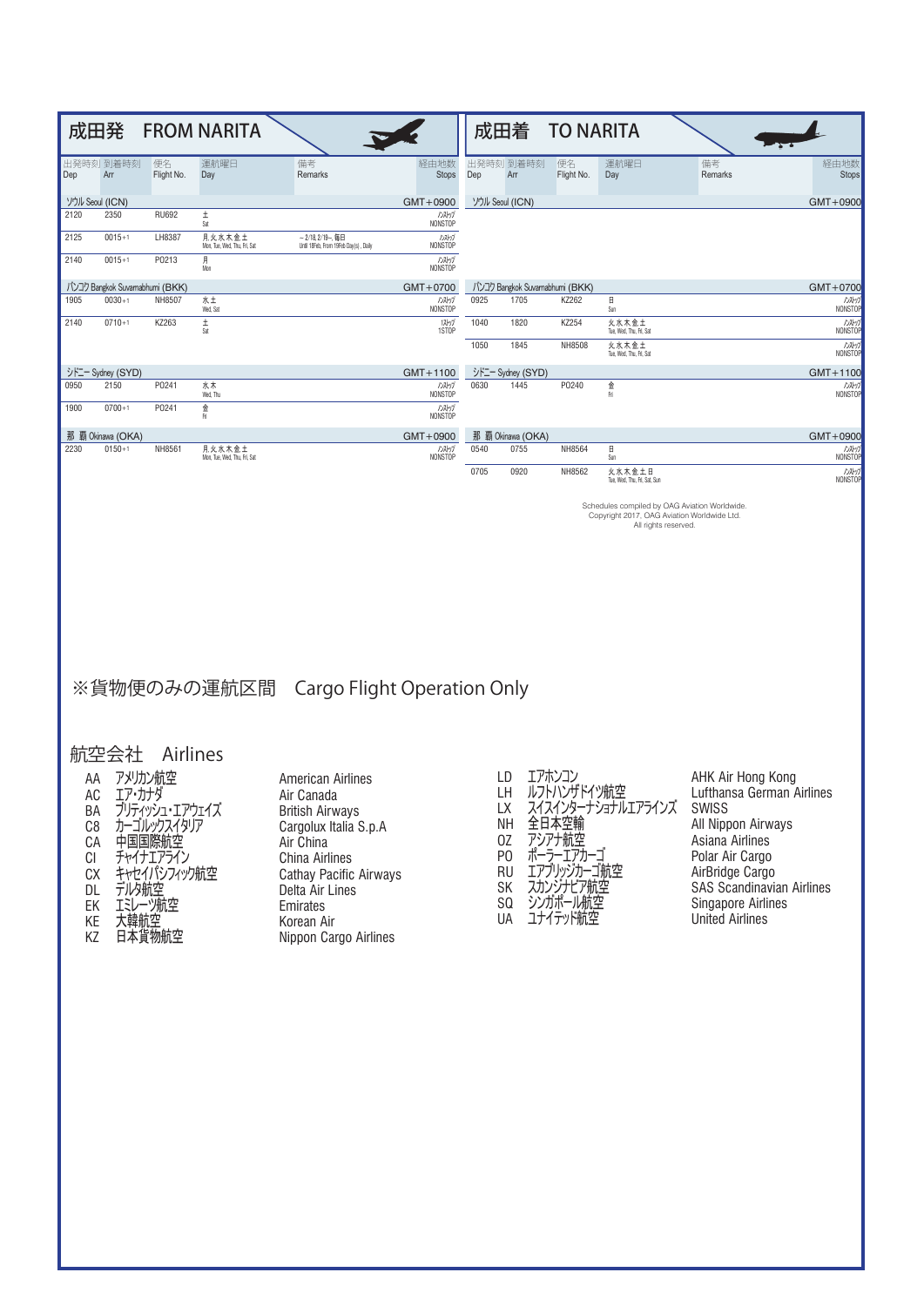## 成田発　FROM NARITA

| 出発時刻 Dep | 到着時刻 Arr | 便名 Flight No. | 運航曜日 Day | 備考 Remarks | 経由地数 Stops |
|---|---|---|---|---|---|
| **ソウル Seoul (ICN)** | | | | | **GMT+0900** |
| 2120 | 2350 | RU692 | 土 Sat | | ノンストップ NONSTOP |
| 2125 | 0015+1 | LH8387 | 月火水木金土 Mon, Tue, Wed, Thu, Fri, Sat | ～2/18, 2/19～ 毎日 Until 18Feb, From 19Feb Day(s) , Daily | ノンストップ NONSTOP |
| 2140 | 0015+1 | PO213 | 月 Mon | | ノンストップ NONSTOP |
| **バンコク Bangkok Suvarnabhumi (BKK)** | | | | | **GMT+0700** |
| 1905 | 0030+1 | NH8507 | 水土 Wed, Sat | | ノンストップ NONSTOP |
| 2140 | 0710+1 | KZ263 | 土 Sat | | 1ストップ 1STOP |
| **シドニー Sydney (SYD)** | | | | | **GMT+1100** |
| 0950 | 2150 | PO241 | 水木 Wed, Thu | | ノンストップ NONSTOP |
| 1900 | 0700+1 | PO241 | 金 Fri | | ノンストップ NONSTOP |
| **那覇 Okinawa (OKA)** | | | | | **GMT+0900** |
| 2230 | 0150+1 | NH8561 | 月火水木金土 Mon, Tue, Wed, Thu, Fri, Sat | | ノンストップ NONSTOP |

## 成田着　TO NARITA

| 出発時刻 Dep | 到着時刻 Arr | 便名 Flight No. | 運航曜日 Day | 備考 Remarks | 経由地数 Stops |
|---|---|---|---|---|---|
| **ソウル Seoul (ICN)** | | | | | **GMT+0900** |
| **バンコク Bangkok Suvarnabhumi (BKK)** | | | | | **GMT+0700** |
| 0925 | 1705 | KZ262 | 日 Sun | | ノンストップ NONSTOP |
| 1040 | 1820 | KZ254 | 火水木金土 Tue, Wed, Thu, Fri, Sat | | ノンストップ NONSTOP |
| 1050 | 1845 | NH8508 | 火水木金土 Tue, Wed, Thu, Fri, Sat | | ノンストップ NONSTOP |
| **シドニー Sydney (SYD)** | | | | | **GMT+1100** |
| 0630 | 1445 | PO240 | 金 Fri | | ノンストップ NONSTOP |
| **那覇 Okinawa (OKA)** | | | | | **GMT+0900** |
| 0540 | 0755 | NH8564 | 日 Sun | | ノンストップ NONSTOP |
| 0705 | 0920 | NH8562 | 火水木金土日 Tue, Wed, Thu, Fri, Sat, Sun | | ノンストップ NONSTOP |

Schedules compiled by OAG Aviation Worldwide.
Copyright 2017, OAG Aviation Worldwide Ltd.
All rights reserved.

※貨物便のみの運航区間　Cargo Flight Operation Only

## 航空会社　Airlines

| Code | 航空会社 | Airlines |
|---|---|---|
| AA | アメリカン航空 | American Airlines |
| AC | エア・カナダ | Air Canada |
| BA | ブリティッシュ・エアウェイズ | British Airways |
| C8 | カーゴルックスイタリア | Cargolux Italia S.p.A |
| CA | 中国国際航空 | Air China |
| CI | チャイナエアライン | China Airlines |
| CX | キャセイパシフィック航空 | Cathay Pacific Airways |
| DL | デルタ航空 | Delta Air Lines |
| EK | エミレーツ航空 | Emirates |
| KE | 大韓航空 | Korean Air |
| KZ | 日本貨物航空 | Nippon Cargo Airlines |
| LD | エアホンコン | AHK Air Hong Kong |
| LH | ルフトハンザドイツ航空 | Lufthansa German Airlines |
| LX | スイスインターナショナルエアラインズ | SWISS |
| NH | 全日本空輸 | All Nippon Airways |
| OZ | アシアナ航空 | Asiana Airlines |
| PO | ポーラーエアカーゴ | Polar Air Cargo |
| RU | エアブリッジカーゴ航空 | AirBridge Cargo |
| SK | スカンジナビア航空 | SAS Scandinavian Airlines |
| SQ | シンガポール航空 | Singapore Airlines |
| UA | ユナイテッド航空 | United Airlines |